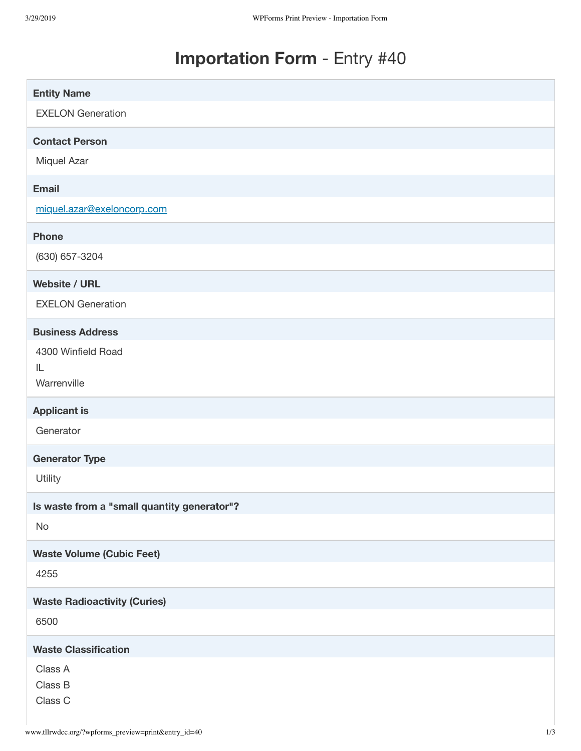# **Importation Form** - Entry #40

**Entity Name**

EXELON Generation

**Contact Person**

Miquel Azar

**Email**

miquel.azar@exeloncorp.com

**Phone**

(630) 657-3204

**Website / URL**

EXELON Generation

**Business Address**

4300 Winfield Road
IL
Warrenville

**Applicant is**

Generator

**Generator Type**

Utility

**Is waste from a "small quantity generator"?**

No

**Waste Volume (Cubic Feet)**

4255

**Waste Radioactivity (Curies)**

6500

**Waste Classification**

Class A
Class B
Class C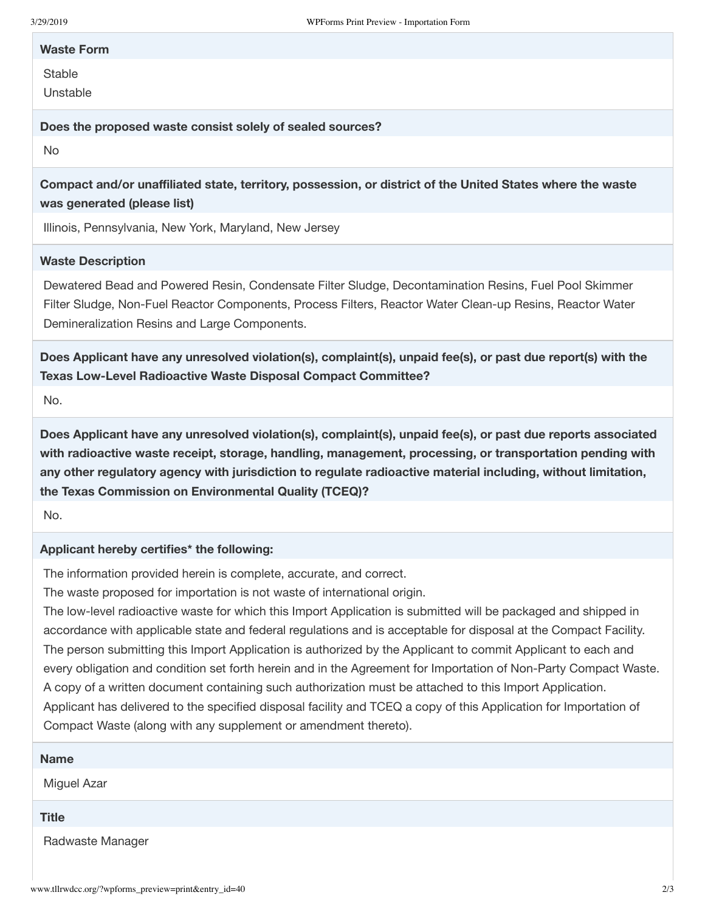**Waste Form**

Stable
Unstable

**Does the proposed waste consist solely of sealed sources?**

No

**Compact and/or unaffiliated state, territory, possession, or district of the United States where the waste was generated (please list)**

Illinois, Pennsylvania, New York, Maryland, New Jersey

**Waste Description**

Dewatered Bead and Powered Resin, Condensate Filter Sludge, Decontamination Resins, Fuel Pool Skimmer Filter Sludge, Non-Fuel Reactor Components, Process Filters, Reactor Water Clean-up Resins, Reactor Water Demineralization Resins and Large Components.

**Does Applicant have any unresolved violation(s), complaint(s), unpaid fee(s), or past due report(s) with the Texas Low-Level Radioactive Waste Disposal Compact Committee?**

No.

**Does Applicant have any unresolved violation(s), complaint(s), unpaid fee(s), or past due reports associated with radioactive waste receipt, storage, handling, management, processing, or transportation pending with any other regulatory agency with jurisdiction to regulate radioactive material including, without limitation, the Texas Commission on Environmental Quality (TCEQ)?**

No.

**Applicant hereby certifies* the following:**

The information provided herein is complete, accurate, and correct.
The waste proposed for importation is not waste of international origin.
The low-level radioactive waste for which this Import Application is submitted will be packaged and shipped in accordance with applicable state and federal regulations and is acceptable for disposal at the Compact Facility.
The person submitting this Import Application is authorized by the Applicant to commit Applicant to each and every obligation and condition set forth herein and in the Agreement for Importation of Non-Party Compact Waste. A copy of a written document containing such authorization must be attached to this Import Application.
Applicant has delivered to the specified disposal facility and TCEQ a copy of this Application for Importation of Compact Waste (along with any supplement or amendment thereto).

**Name**

Miguel Azar

**Title**

Radwaste Manager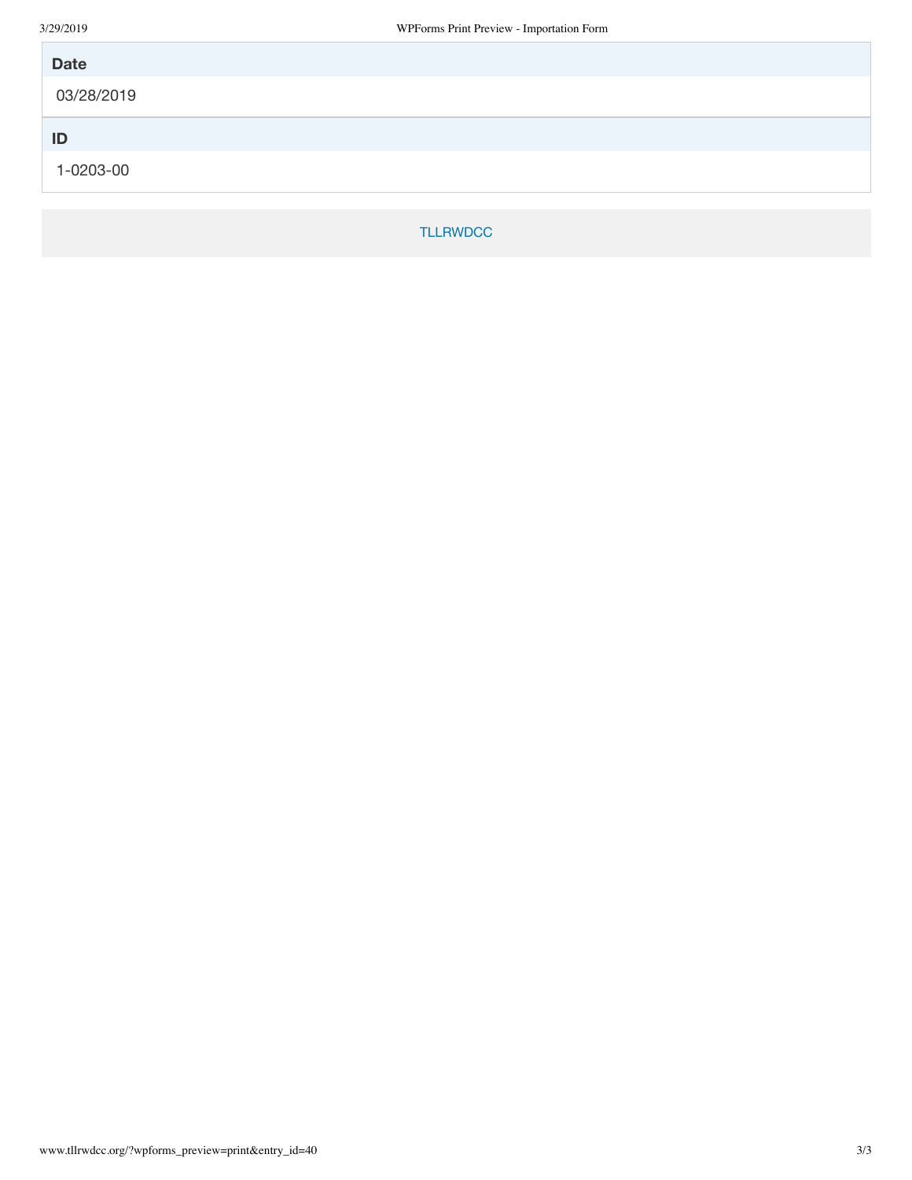**Date**

03/28/2019

**ID**

1-0203-00

TLLRWDCC